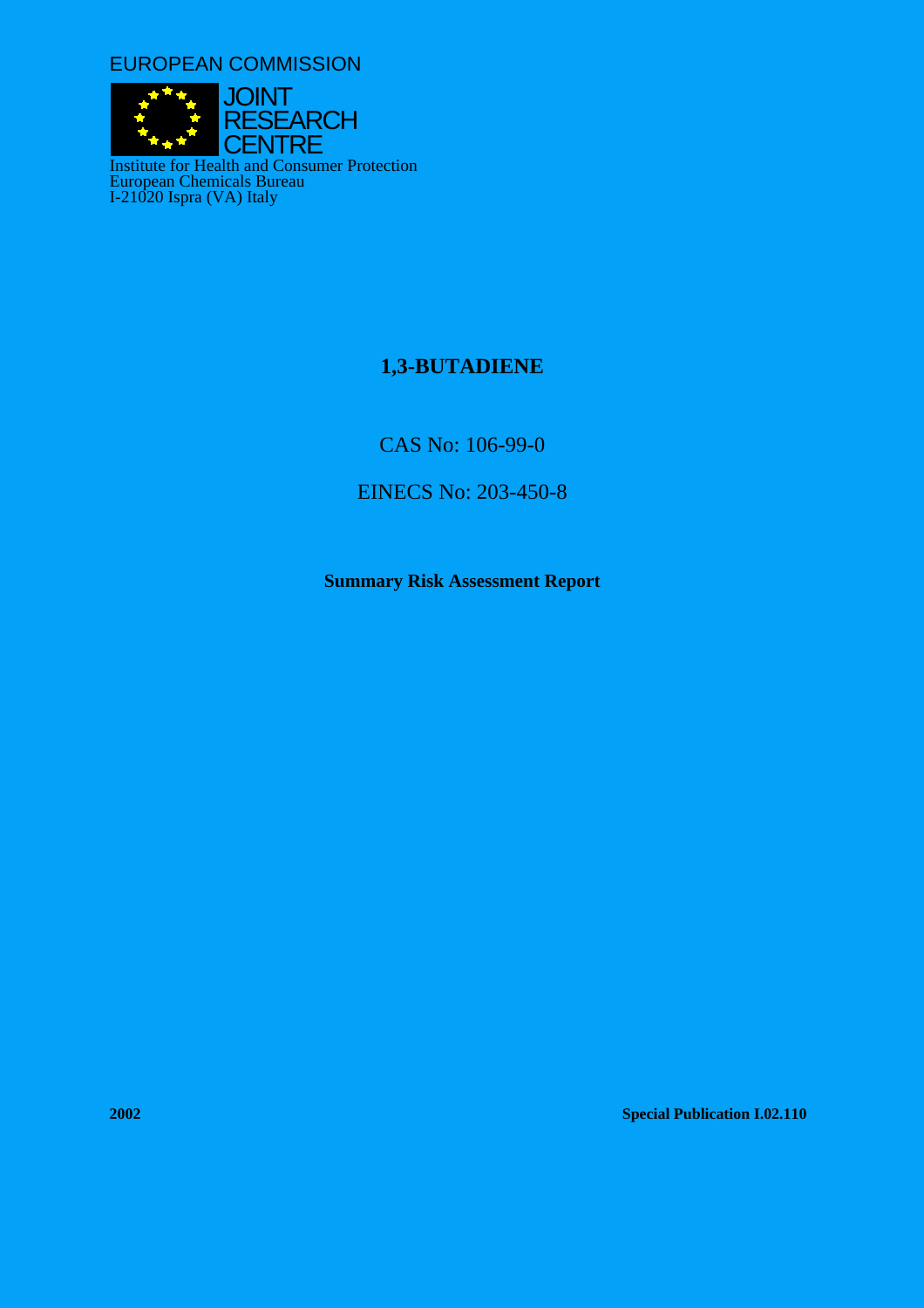EUROPEAN COMMISSION

JOINT RESEARCH CENTRE

Institute for Health and Consumer Protection
European Chemicals Bureau
I-21020 Ispra (VA) Italy

# 1,3-BUTADIENE

CAS No: 106-99-0

EINECS No: 203-450-8

**Summary Risk Assessment Report**

**2002** **Special Publication I.02.110**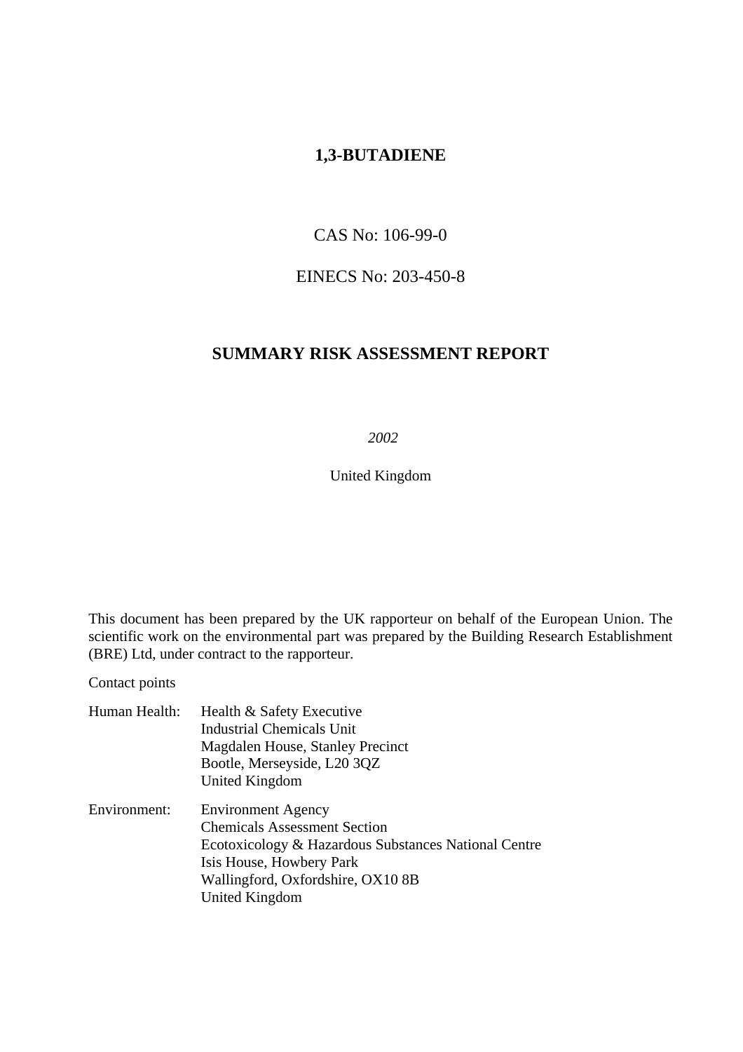# 1,3-BUTADIENE

CAS No: 106-99-0

EINECS No: 203-450-8

## SUMMARY RISK ASSESSMENT REPORT

*2002*

United Kingdom

This document has been prepared by the UK rapporteur on behalf of the European Union. The scientific work on the environmental part was prepared by the Building Research Establishment (BRE) Ltd, under contract to the rapporteur.

Contact points

Human Health: Health & Safety Executive  
Industrial Chemicals Unit  
Magdalen House, Stanley Precinct  
Bootle, Merseyside, L20 3QZ  
United Kingdom

Environment: Environment Agency  
Chemicals Assessment Section  
Ecotoxicology & Hazardous Substances National Centre  
Isis House, Howbery Park  
Wallingford, Oxfordshire, OX10 8B  
United Kingdom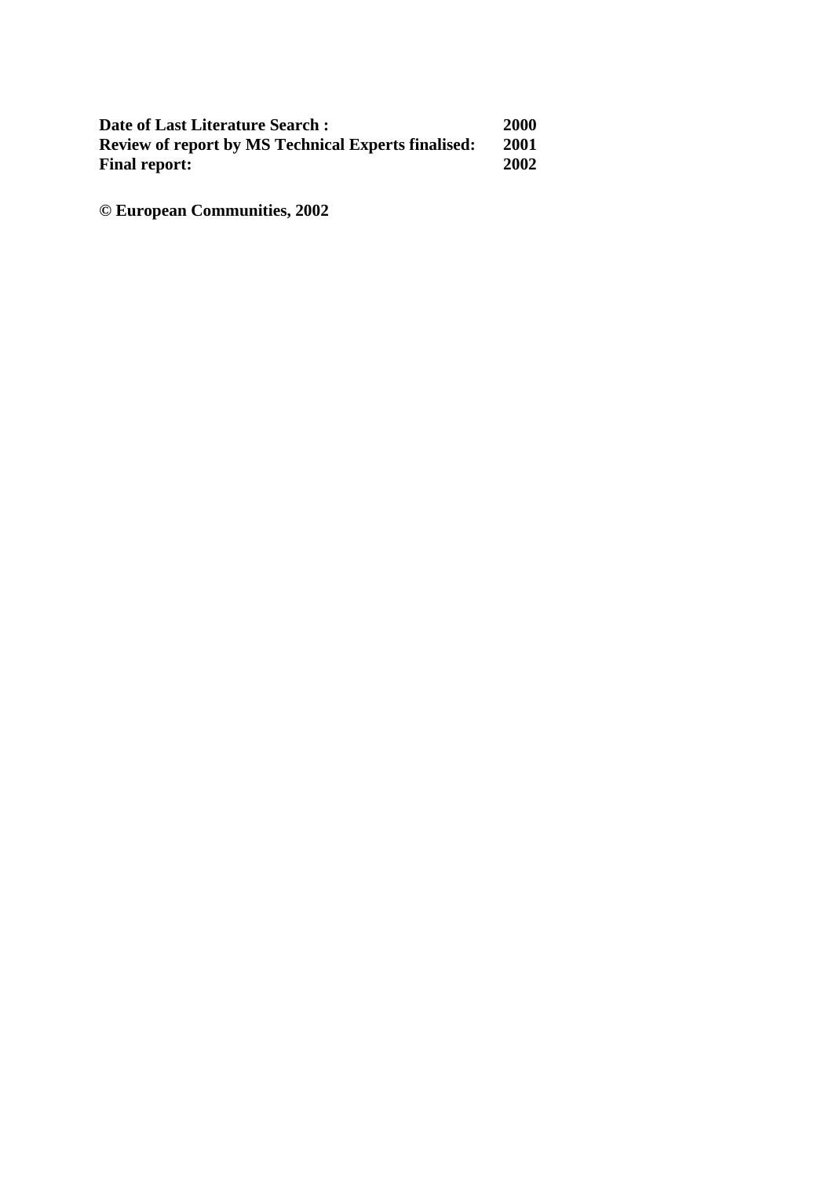| | |
|---|---|
| **Date of Last Literature Search :** | **2000** |
| **Review of report by MS Technical Experts finalised:** | **2001** |
| **Final report:** | **2002** |

**© European Communities, 2002**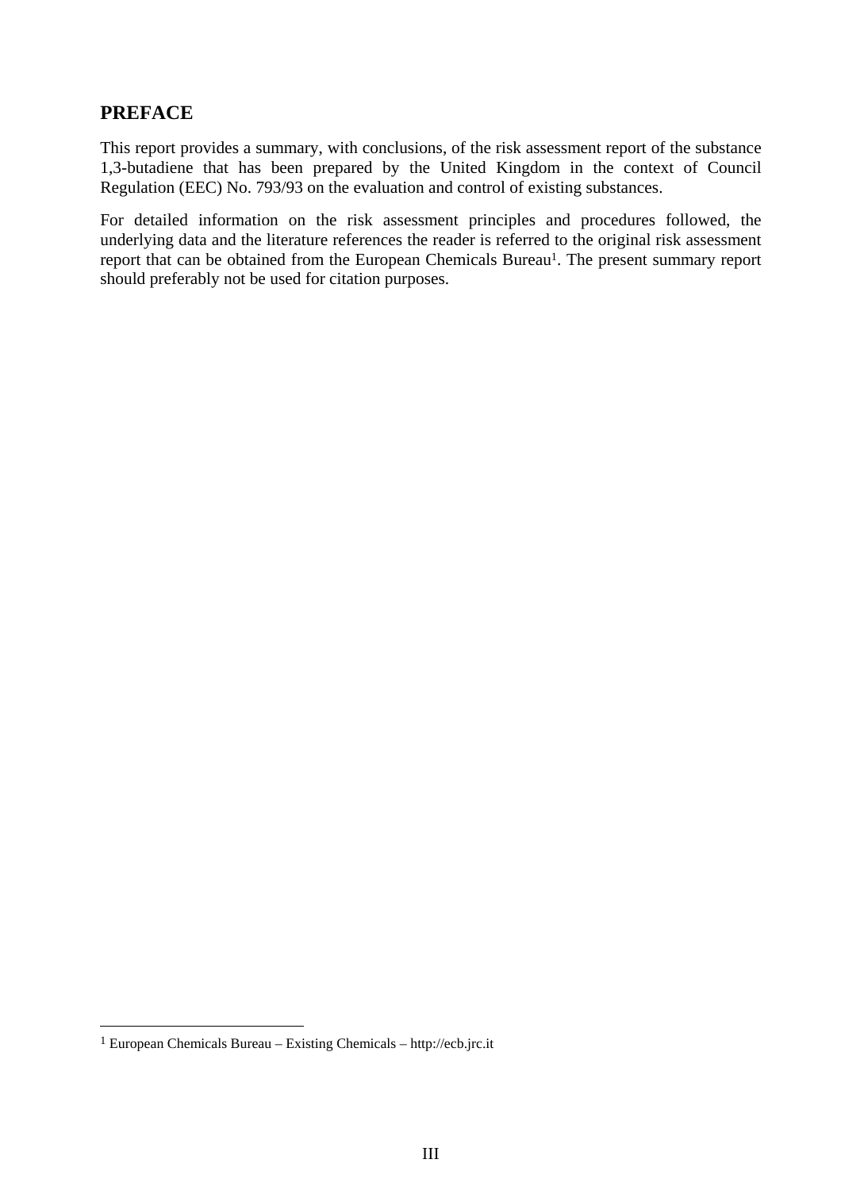## PREFACE

This report provides a summary, with conclusions, of the risk assessment report of the substance 1,3-butadiene that has been prepared by the United Kingdom in the context of Council Regulation (EEC) No. 793/93 on the evaluation and control of existing substances.

For detailed information on the risk assessment principles and procedures followed, the underlying data and the literature references the reader is referred to the original risk assessment report that can be obtained from the European Chemicals Bureau[1]. The present summary report should preferably not be used for citation purposes.

[1] European Chemicals Bureau – Existing Chemicals – http://ecb.jrc.it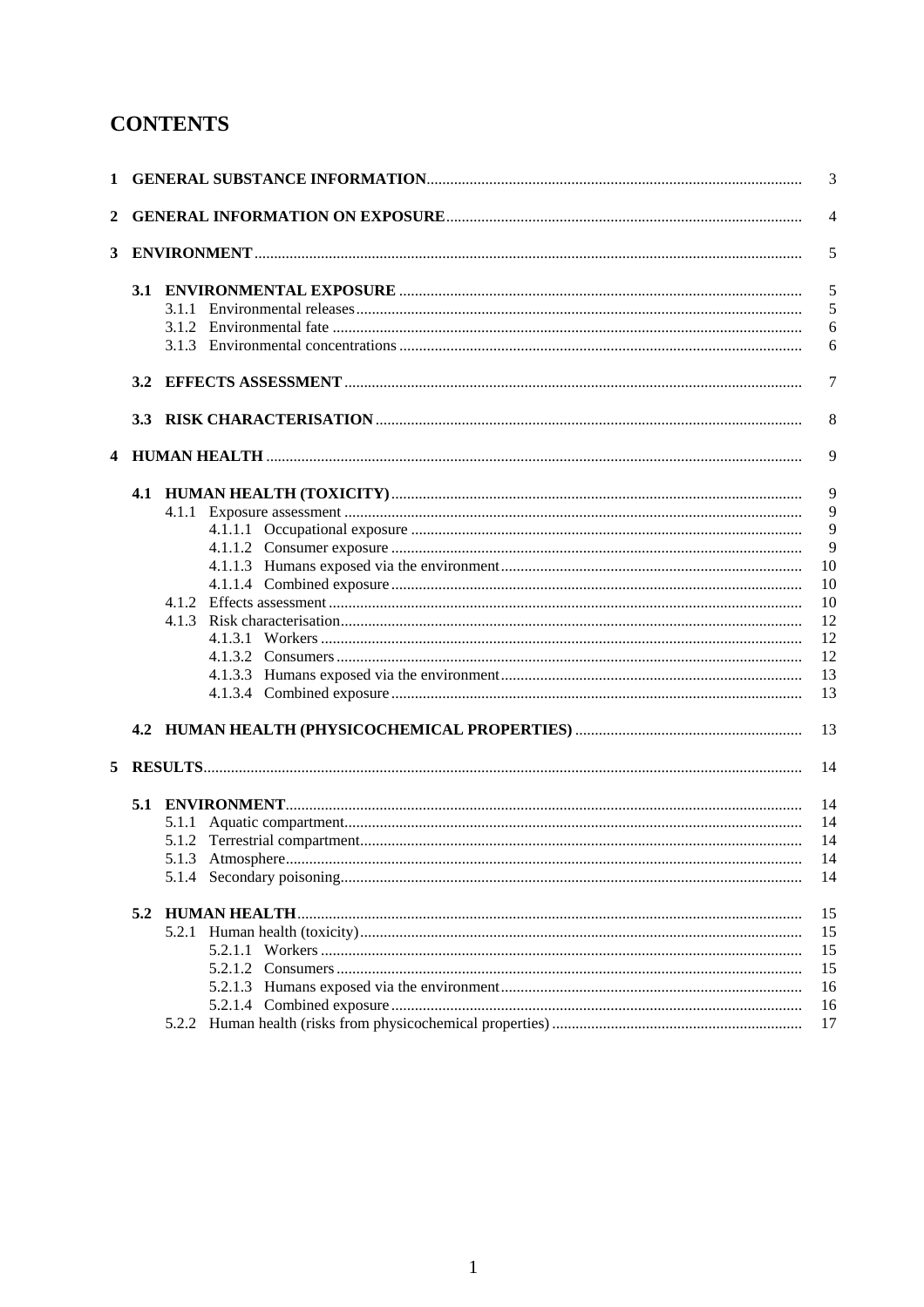# CONTENTS

| | | |
|---|---|---|
| **1** | **GENERAL SUBSTANCE INFORMATION** | 3 |
| **2** | **GENERAL INFORMATION ON EXPOSURE** | 4 |
| **3** | **ENVIRONMENT** | 5 |
| | **3.1 ENVIRONMENTAL EXPOSURE** | 5 |
| | 3.1.1 Environmental releases | 5 |
| | 3.1.2 Environmental fate | 6 |
| | 3.1.3 Environmental concentrations | 6 |
| | **3.2 EFFECTS ASSESSMENT** | 7 |
| | **3.3 RISK CHARACTERISATION** | 8 |
| **4** | **HUMAN HEALTH** | 9 |
| | **4.1 HUMAN HEALTH (TOXICITY)** | 9 |
| | 4.1.1 Exposure assessment | 9 |
| | 4.1.1.1 Occupational exposure | 9 |
| | 4.1.1.2 Consumer exposure | 9 |
| | 4.1.1.3 Humans exposed via the environment | 10 |
| | 4.1.1.4 Combined exposure | 10 |
| | 4.1.2 Effects assessment | 10 |
| | 4.1.3 Risk characterisation | 12 |
| | 4.1.3.1 Workers | 12 |
| | 4.1.3.2 Consumers | 12 |
| | 4.1.3.3 Humans exposed via the environment | 13 |
| | 4.1.3.4 Combined exposure | 13 |
| | **4.2 HUMAN HEALTH (PHYSICOCHEMICAL PROPERTIES)** | 13 |
| **5** | **RESULTS** | 14 |
| | **5.1 ENVIRONMENT** | 14 |
| | 5.1.1 Aquatic compartment | 14 |
| | 5.1.2 Terrestrial compartment | 14 |
| | 5.1.3 Atmosphere | 14 |
| | 5.1.4 Secondary poisoning | 14 |
| | **5.2 HUMAN HEALTH** | 15 |
| | 5.2.1 Human health (toxicity) | 15 |
| | 5.2.1.1 Workers | 15 |
| | 5.2.1.2 Consumers | 15 |
| | 5.2.1.3 Humans exposed via the environment | 16 |
| | 5.2.1.4 Combined exposure | 16 |
| | 5.2.2 Human health (risks from physicochemical properties) | 17 |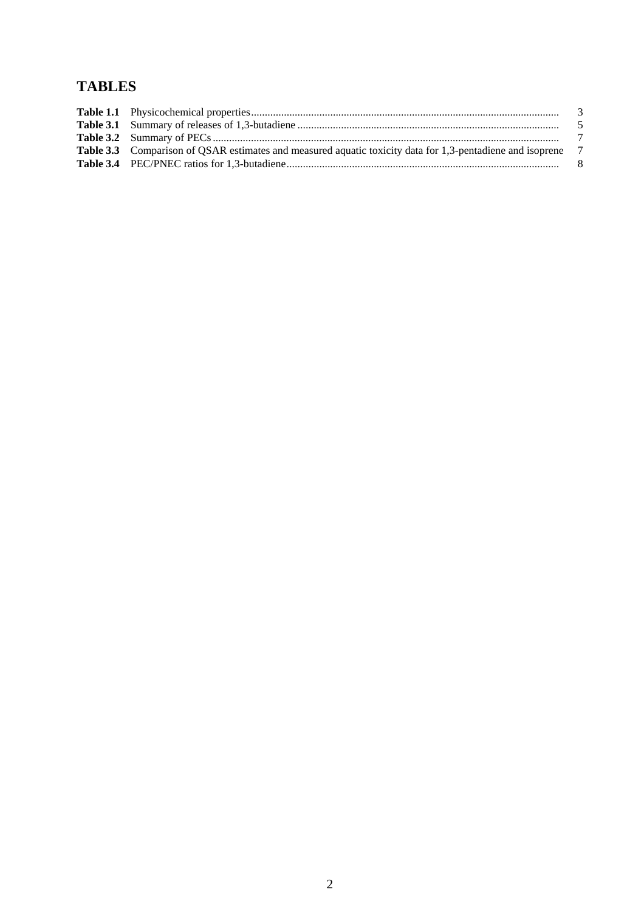# TABLES

| | | |
|---|---|---|
| **Table 1.1** | Physicochemical properties | 3 |
| **Table 3.1** | Summary of releases of 1,3-butadiene | 5 |
| **Table 3.2** | Summary of PECs | 7 |
| **Table 3.3** | Comparison of QSAR estimates and measured aquatic toxicity data for 1,3-pentadiene and isoprene | 7 |
| **Table 3.4** | PEC/PNEC ratios for 1,3-butadiene | 8 |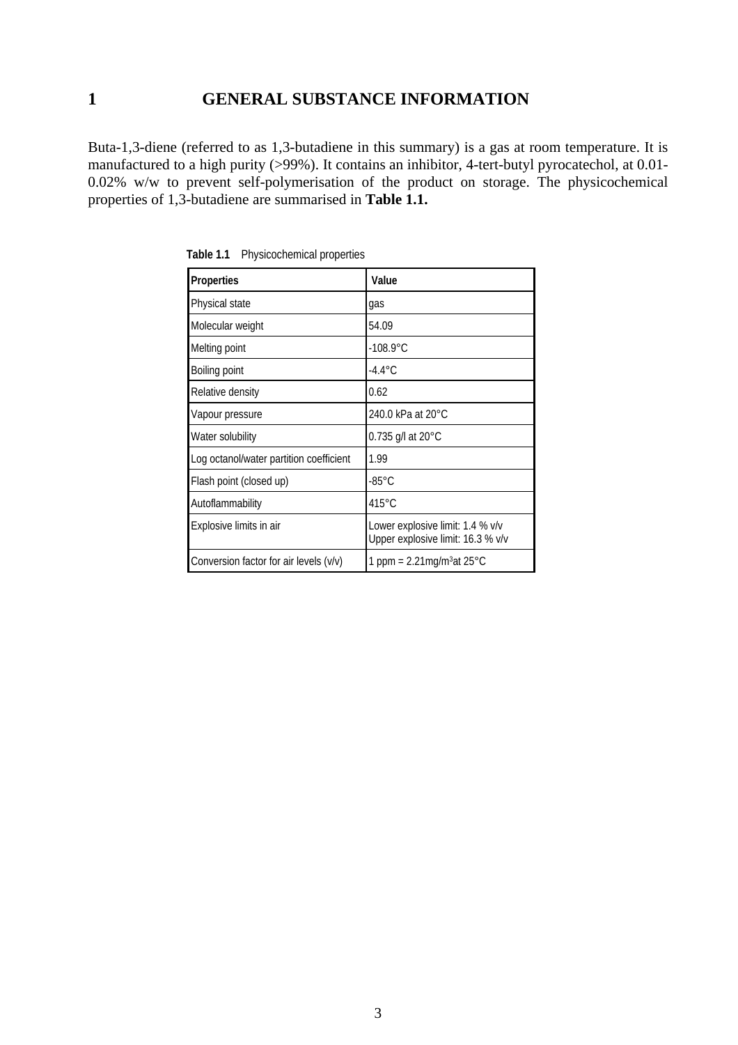# 1 GENERAL SUBSTANCE INFORMATION

Buta-1,3-diene (referred to as 1,3-butadiene in this summary) is a gas at room temperature. It is manufactured to a high purity (>99%). It contains an inhibitor, 4-tert-butyl pyrocatechol, at 0.01-0.02% w/w to prevent self-polymerisation of the product on storage. The physicochemical properties of 1,3-butadiene are summarised in **Table 1.1.**

**Table 1.1** Physicochemical properties

| Properties | Value |
|---|---|
| Physical state | gas |
| Molecular weight | 54.09 |
| Melting point | -108.9°C |
| Boiling point | -4.4°C |
| Relative density | 0.62 |
| Vapour pressure | 240.0 kPa at 20°C |
| Water solubility | 0.735 g/l at 20°C |
| Log octanol/water partition coefficient | 1.99 |
| Flash point (closed up) | -85°C |
| Autoflammability | 415°C |
| Explosive limits in air | Lower explosive limit: 1.4 % v/v<br>Upper explosive limit: 16.3 % v/v |
| Conversion factor for air levels (v/v) | 1 ppm = 2.21mg/m$^3$at 25°C |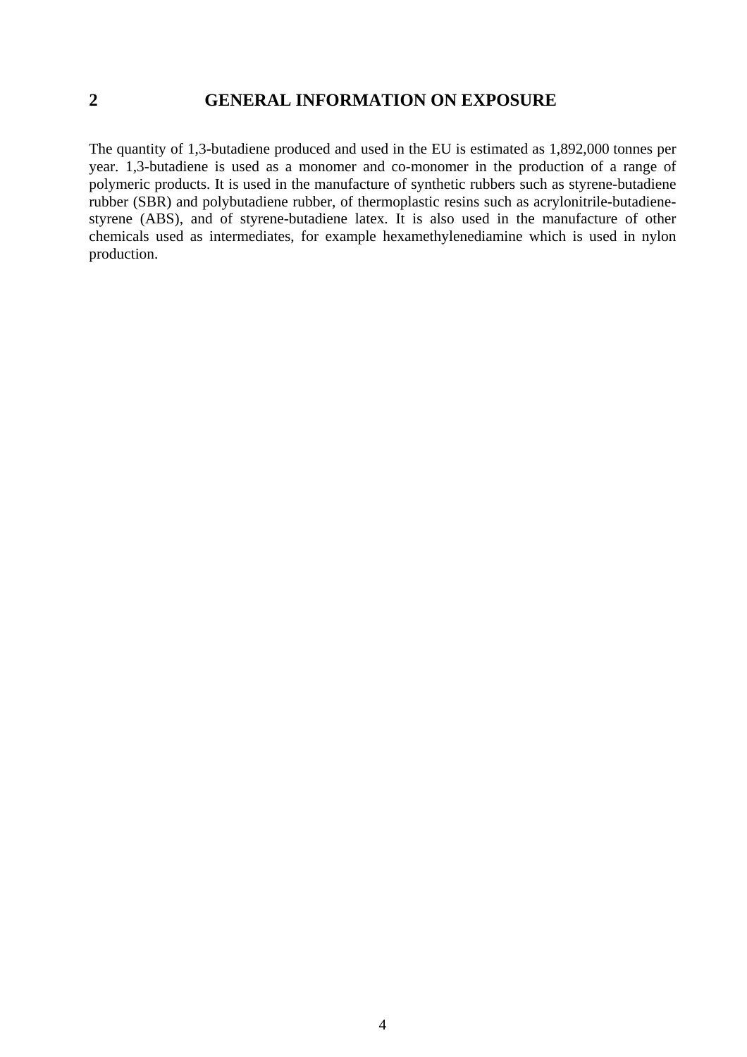# 2 GENERAL INFORMATION ON EXPOSURE

The quantity of 1,3-butadiene produced and used in the EU is estimated as 1,892,000 tonnes per year. 1,3-butadiene is used as a monomer and co-monomer in the production of a range of polymeric products. It is used in the manufacture of synthetic rubbers such as styrene-butadiene rubber (SBR) and polybutadiene rubber, of thermoplastic resins such as acrylonitrile-butadiene-styrene (ABS), and of styrene-butadiene latex. It is also used in the manufacture of other chemicals used as intermediates, for example hexamethylenediamine which is used in nylon production.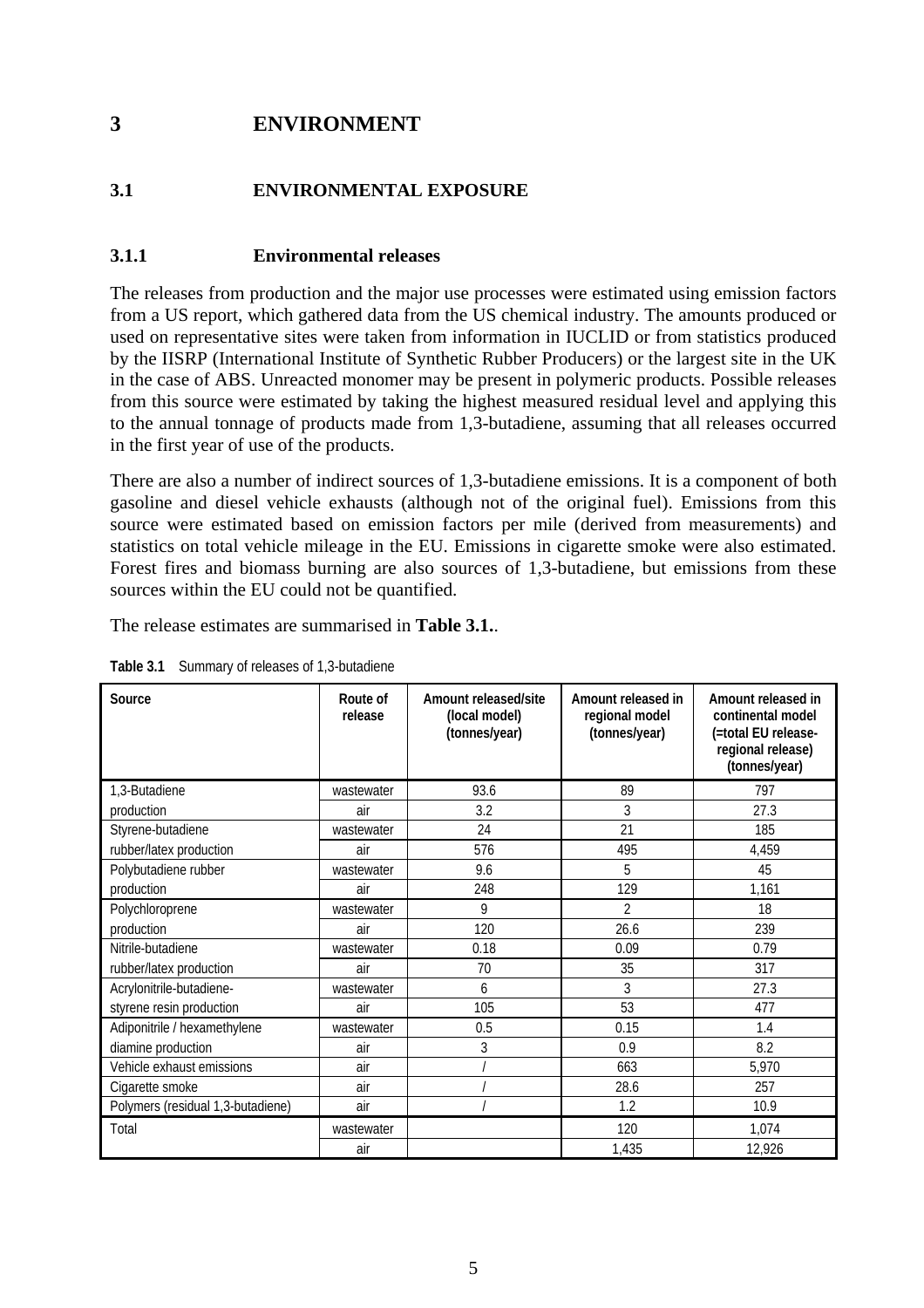# 3 ENVIRONMENT

## 3.1 ENVIRONMENTAL EXPOSURE

### 3.1.1 Environmental releases

The releases from production and the major use processes were estimated using emission factors from a US report, which gathered data from the US chemical industry. The amounts produced or used on representative sites were taken from information in IUCLID or from statistics produced by the IISRP (International Institute of Synthetic Rubber Producers) or the largest site in the UK in the case of ABS. Unreacted monomer may be present in polymeric products. Possible releases from this source were estimated by taking the highest measured residual level and applying this to the annual tonnage of products made from 1,3-butadiene, assuming that all releases occurred in the first year of use of the products.

There are also a number of indirect sources of 1,3-butadiene emissions. It is a component of both gasoline and diesel vehicle exhausts (although not of the original fuel). Emissions from this source were estimated based on emission factors per mile (derived from measurements) and statistics on total vehicle mileage in the EU. Emissions in cigarette smoke were also estimated. Forest fires and biomass burning are also sources of 1,3-butadiene, but emissions from these sources within the EU could not be quantified.

The release estimates are summarised in **Table 3.1.**.

**Table 3.1** Summary of releases of 1,3-butadiene

| Source | Route of release | Amount released/site (local model) (tonnes/year) | Amount released in regional model (tonnes/year) | Amount released in continental model (=total EU release-regional release) (tonnes/year) |
|---|---|---|---|---|
| 1,3-Butadiene production | wastewater | 93.6 | 89 | 797 |
| | air | 3.2 | 3 | 27.3 |
| Styrene-butadiene rubber/latex production | wastewater | 24 | 21 | 185 |
| | air | 576 | 495 | 4,459 |
| Polybutadiene rubber production | wastewater | 9.6 | 5 | 45 |
| | air | 248 | 129 | 1,161 |
| Polychloroprene production | wastewater | 9 | 2 | 18 |
| | air | 120 | 26.6 | 239 |
| Nitrile-butadiene rubber/latex production | wastewater | 0.18 | 0.09 | 0.79 |
| | air | 70 | 35 | 317 |
| Acrylonitrile-butadiene-styrene resin production | wastewater | 6 | 3 | 27.3 |
| | air | 105 | 53 | 477 |
| Adiponitrile / hexamethylene diamine production | wastewater | 0.5 | 0.15 | 1.4 |
| | air | 3 | 0.9 | 8.2 |
| Vehicle exhaust emissions | air | / | 663 | 5,970 |
| Cigarette smoke | air | / | 28.6 | 257 |
| Polymers (residual 1,3-butadiene) | air | / | 1.2 | 10.9 |
| Total | wastewater | | 120 | 1,074 |
| | air | | 1,435 | 12,926 |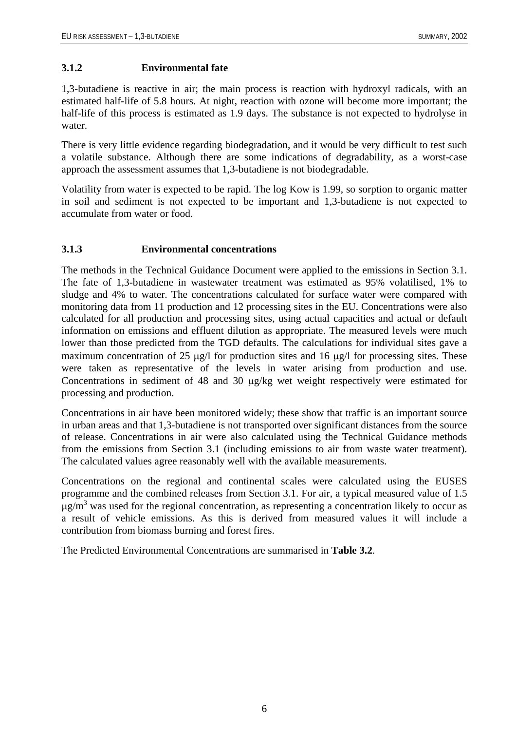### 3.1.2 Environmental fate

1,3-butadiene is reactive in air; the main process is reaction with hydroxyl radicals, with an estimated half-life of 5.8 hours. At night, reaction with ozone will become more important; the half-life of this process is estimated as 1.9 days. The substance is not expected to hydrolyse in water.

There is very little evidence regarding biodegradation, and it would be very difficult to test such a volatile substance. Although there are some indications of degradability, as a worst-case approach the assessment assumes that 1,3-butadiene is not biodegradable.

Volatility from water is expected to be rapid. The log Kow is 1.99, so sorption to organic matter in soil and sediment is not expected to be important and 1,3-butadiene is not expected to accumulate from water or food.

### 3.1.3 Environmental concentrations

The methods in the Technical Guidance Document were applied to the emissions in Section 3.1. The fate of 1,3-butadiene in wastewater treatment was estimated as 95% volatilised, 1% to sludge and 4% to water. The concentrations calculated for surface water were compared with monitoring data from 11 production and 12 processing sites in the EU. Concentrations were also calculated for all production and processing sites, using actual capacities and actual or default information on emissions and effluent dilution as appropriate. The measured levels were much lower than those predicted from the TGD defaults. The calculations for individual sites gave a maximum concentration of 25 μg/l for production sites and 16 μg/l for processing sites. These were taken as representative of the levels in water arising from production and use. Concentrations in sediment of 48 and 30 μg/kg wet weight respectively were estimated for processing and production.

Concentrations in air have been monitored widely; these show that traffic is an important source in urban areas and that 1,3-butadiene is not transported over significant distances from the source of release. Concentrations in air were also calculated using the Technical Guidance methods from the emissions from Section 3.1 (including emissions to air from waste water treatment). The calculated values agree reasonably well with the available measurements.

Concentrations on the regional and continental scales were calculated using the EUSES programme and the combined releases from Section 3.1. For air, a typical measured value of 1.5 $\mu g/m^3$ was used for the regional concentration, as representing a concentration likely to occur as a result of vehicle emissions. As this is derived from measured values it will include a contribution from biomass burning and forest fires.

The Predicted Environmental Concentrations are summarised in **Table 3.2**.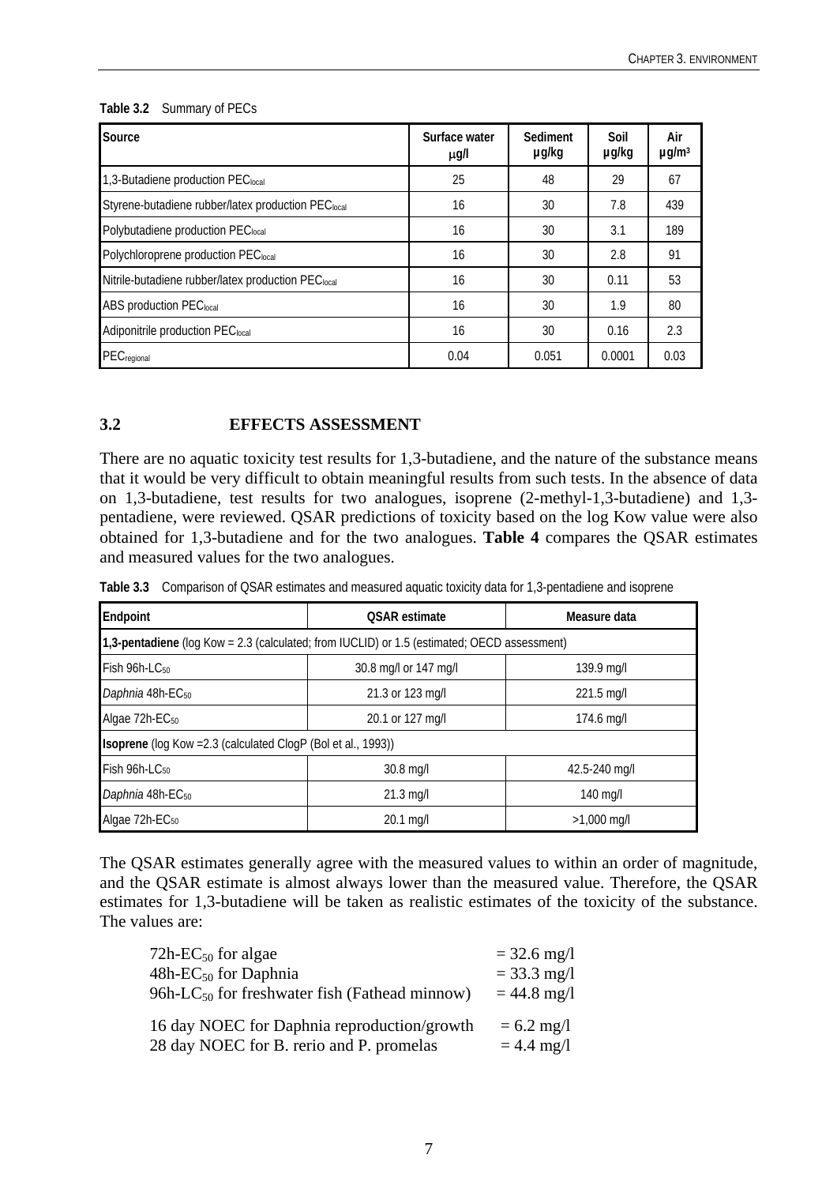**Table 3.2** Summary of PECs

| Source | Surface water µg/l | Sediment µg/kg | Soil µg/kg | Air µg/m³ |
|---|---|---|---|---|
| 1,3-Butadiene production $PEC_{local}$ | 25 | 48 | 29 | 67 |
| Styrene-butadiene rubber/latex production $PEC_{local}$ | 16 | 30 | 7.8 | 439 |
| Polybutadiene production $PEC_{local}$ | 16 | 30 | 3.1 | 189 |
| Polychloroprene production $PEC_{local}$ | 16 | 30 | 2.8 | 91 |
| Nitrile-butadiene rubber/latex production $PEC_{local}$ | 16 | 30 | 0.11 | 53 |
| ABS production $PEC_{local}$ | 16 | 30 | 1.9 | 80 |
| Adiponitrile production $PEC_{local}$ | 16 | 30 | 0.16 | 2.3 |
| $PEC_{regional}$ | 0.04 | 0.051 | 0.0001 | 0.03 |

## 3.2 EFFECTS ASSESSMENT

There are no aquatic toxicity test results for 1,3-butadiene, and the nature of the substance means that it would be very difficult to obtain meaningful results from such tests. In the absence of data on 1,3-butadiene, test results for two analogues, isoprene (2-methyl-1,3-butadiene) and 1,3-pentadiene, were reviewed. QSAR predictions of toxicity based on the log Kow value were also obtained for 1,3-butadiene and for the two analogues. **Table 4** compares the QSAR estimates and measured values for the two analogues.

**Table 3.3** Comparison of QSAR estimates and measured aquatic toxicity data for 1,3-pentadiene and isoprene

| Endpoint | QSAR estimate | Measure data |
|---|---|---|
| **1,3-pentadiene** (log Kow = 2.3 (calculated; from IUCLID) or 1.5 (estimated; OECD assessment) | | |
| Fish 96h-$LC_{50}$ | 30.8 mg/l or 147 mg/l | 139.9 mg/l |
| *Daphnia* 48h-$EC_{50}$ | 21.3 or 123 mg/l | 221.5 mg/l |
| Algae 72h-$EC_{50}$ | 20.1 or 127 mg/l | 174.6 mg/l |
| **Isoprene** (log Kow =2.3 (calculated ClogP (Bol et al., 1993)) | | |
| Fish 96h-$LC_{50}$ | 30.8 mg/l | 42.5-240 mg/l |
| *Daphnia* 48h-$EC_{50}$ | 21.3 mg/l | 140 mg/l |
| Algae 72h-$EC_{50}$ | 20.1 mg/l | >1,000 mg/l |

The QSAR estimates generally agree with the measured values to within an order of magnitude, and the QSAR estimate is almost always lower than the measured value. Therefore, the QSAR estimates for 1,3-butadiene will be taken as realistic estimates of the toxicity of the substance. The values are:

72h-$EC_{50}$ for algae = 32.6 mg/l
48h-$EC_{50}$ for Daphnia = 33.3 mg/l
96h-$LC_{50}$ for freshwater fish (Fathead minnow) = 44.8 mg/l

16 day NOEC for Daphnia reproduction/growth = 6.2 mg/l
28 day NOEC for B. rerio and P. promelas = 4.4 mg/l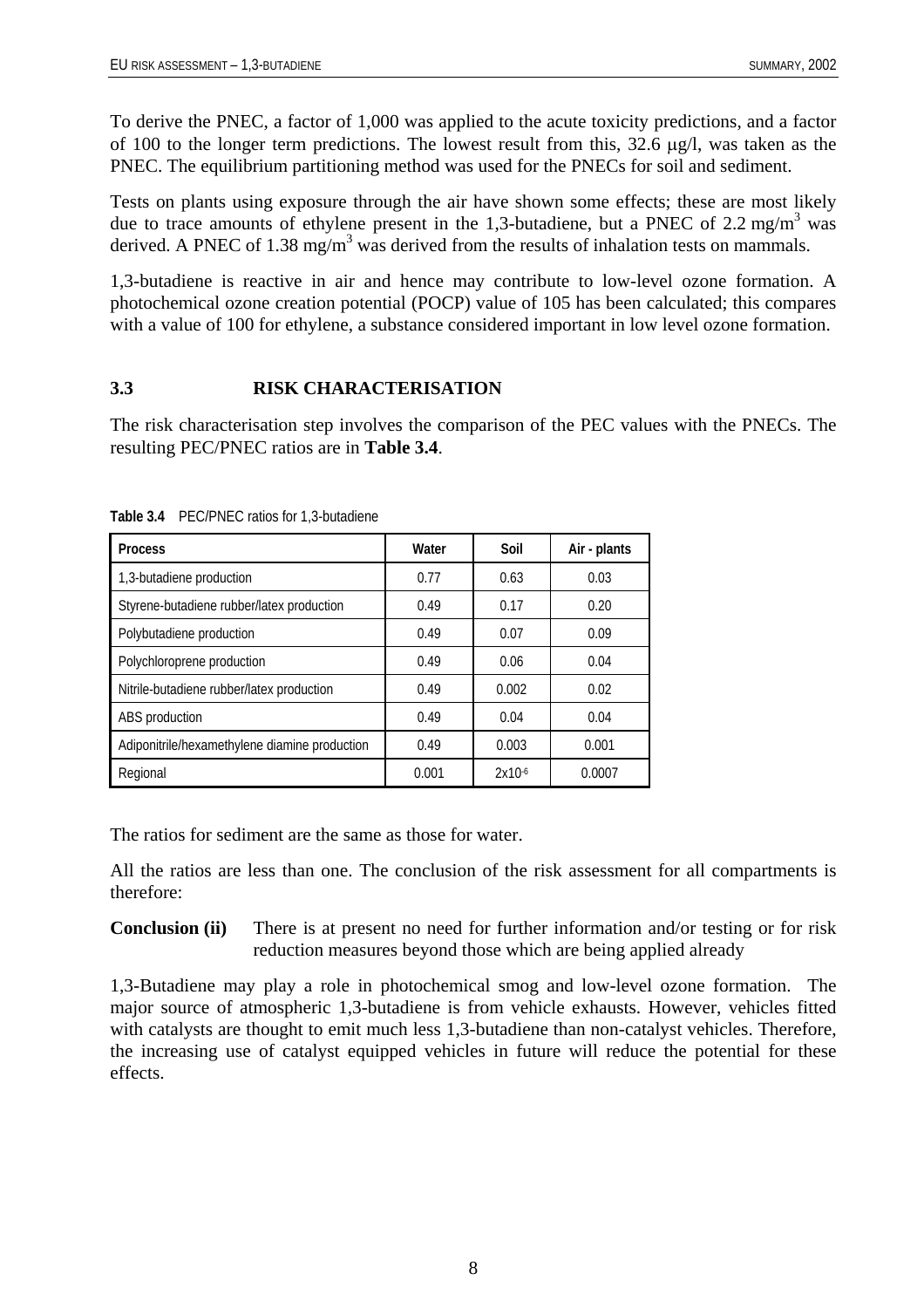To derive the PNEC, a factor of 1,000 was applied to the acute toxicity predictions, and a factor of 100 to the longer term predictions. The lowest result from this, 32.6 μg/l, was taken as the PNEC. The equilibrium partitioning method was used for the PNECs for soil and sediment.

Tests on plants using exposure through the air have shown some effects; these are most likely due to trace amounts of ethylene present in the 1,3-butadiene, but a PNEC of 2.2 $mg/m^3$ was derived. A PNEC of 1.38 $mg/m^3$ was derived from the results of inhalation tests on mammals.

1,3-butadiene is reactive in air and hence may contribute to low-level ozone formation. A photochemical ozone creation potential (POCP) value of 105 has been calculated; this compares with a value of 100 for ethylene, a substance considered important in low level ozone formation.

## 3.3 RISK CHARACTERISATION

The risk characterisation step involves the comparison of the PEC values with the PNECs. The resulting PEC/PNEC ratios are in **Table 3.4**.

**Table 3.4** PEC/PNEC ratios for 1,3-butadiene

| Process | Water | Soil | Air - plants |
|---|---|---|---|
| 1,3-butadiene production | 0.77 | 0.63 | 0.03 |
| Styrene-butadiene rubber/latex production | 0.49 | 0.17 | 0.20 |
| Polybutadiene production | 0.49 | 0.07 | 0.09 |
| Polychloroprene production | 0.49 | 0.06 | 0.04 |
| Nitrile-butadiene rubber/latex production | 0.49 | 0.002 | 0.02 |
| ABS production | 0.49 | 0.04 | 0.04 |
| Adiponitrile/hexamethylene diamine production | 0.49 | 0.003 | 0.001 |
| Regional | 0.001 | $2x10^{-6}$ | 0.0007 |

The ratios for sediment are the same as those for water.

All the ratios are less than one. The conclusion of the risk assessment for all compartments is therefore:

**Conclusion (ii)** There is at present no need for further information and/or testing or for risk reduction measures beyond those which are being applied already

1,3-Butadiene may play a role in photochemical smog and low-level ozone formation. The major source of atmospheric 1,3-butadiene is from vehicle exhausts. However, vehicles fitted with catalysts are thought to emit much less 1,3-butadiene than non-catalyst vehicles. Therefore, the increasing use of catalyst equipped vehicles in future will reduce the potential for these effects.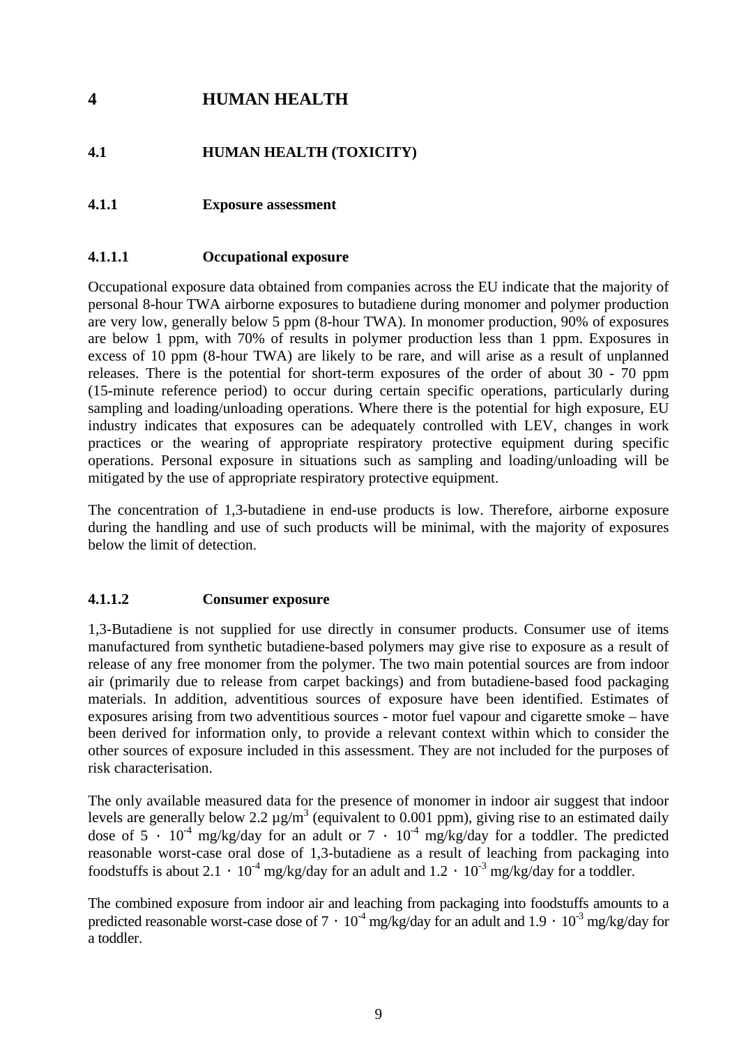# 4 HUMAN HEALTH

## 4.1 HUMAN HEALTH (TOXICITY)

### 4.1.1 Exposure assessment

#### 4.1.1.1 Occupational exposure

Occupational exposure data obtained from companies across the EU indicate that the majority of personal 8-hour TWA airborne exposures to butadiene during monomer and polymer production are very low, generally below 5 ppm (8-hour TWA). In monomer production, 90% of exposures are below 1 ppm, with 70% of results in polymer production less than 1 ppm. Exposures in excess of 10 ppm (8-hour TWA) are likely to be rare, and will arise as a result of unplanned releases. There is the potential for short-term exposures of the order of about 30 - 70 ppm (15-minute reference period) to occur during certain specific operations, particularly during sampling and loading/unloading operations. Where there is the potential for high exposure, EU industry indicates that exposures can be adequately controlled with LEV, changes in work practices or the wearing of appropriate respiratory protective equipment during specific operations. Personal exposure in situations such as sampling and loading/unloading will be mitigated by the use of appropriate respiratory protective equipment.

The concentration of 1,3-butadiene in end-use products is low. Therefore, airborne exposure during the handling and use of such products will be minimal, with the majority of exposures below the limit of detection.

#### 4.1.1.2 Consumer exposure

1,3-Butadiene is not supplied for use directly in consumer products. Consumer use of items manufactured from synthetic butadiene-based polymers may give rise to exposure as a result of release of any free monomer from the polymer. The two main potential sources are from indoor air (primarily due to release from carpet backings) and from butadiene-based food packaging materials. In addition, adventitious sources of exposure have been identified. Estimates of exposures arising from two adventitious sources - motor fuel vapour and cigarette smoke – have been derived for information only, to provide a relevant context within which to consider the other sources of exposure included in this assessment. They are not included for the purposes of risk characterisation.

The only available measured data for the presence of monomer in indoor air suggest that indoor levels are generally below 2.2 $\mu g/m^3$ (equivalent to 0.001 ppm), giving rise to an estimated daily dose of $5 \cdot 10^{-4}$ mg/kg/day for an adult or $7 \cdot 10^{-4}$ mg/kg/day for a toddler. The predicted reasonable worst-case oral dose of 1,3-butadiene as a result of leaching from packaging into foodstuffs is about $2.1 \cdot 10^{-4}$ mg/kg/day for an adult and $1.2 \cdot 10^{-3}$ mg/kg/day for a toddler.

The combined exposure from indoor air and leaching from packaging into foodstuffs amounts to a predicted reasonable worst-case dose of $7 \cdot 10^{-4}$ mg/kg/day for an adult and $1.9 \cdot 10^{-3}$ mg/kg/day for a toddler.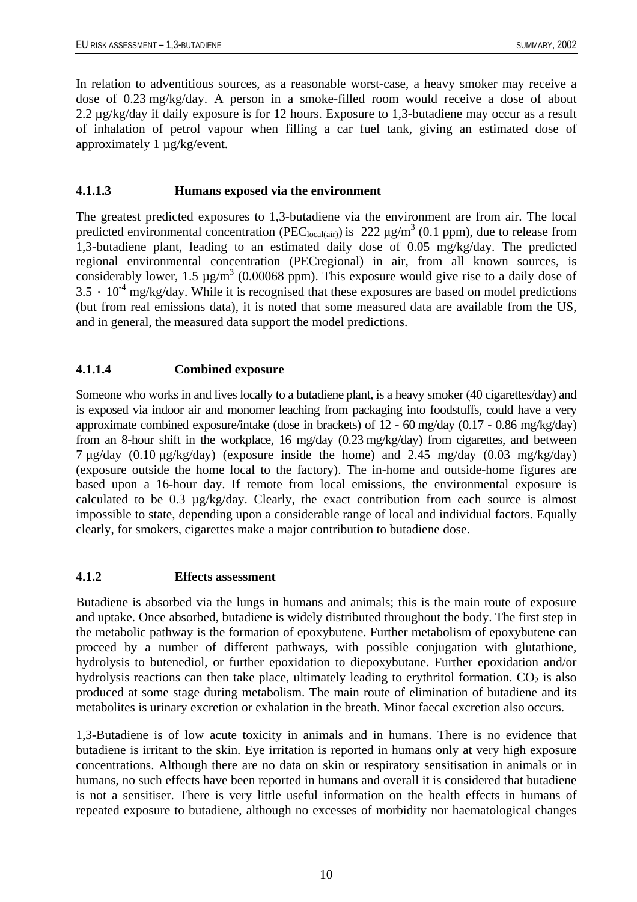In relation to adventitious sources, as a reasonable worst-case, a heavy smoker may receive a dose of 0.23 mg/kg/day. A person in a smoke-filled room would receive a dose of about 2.2 µg/kg/day if daily exposure is for 12 hours. Exposure to 1,3-butadiene may occur as a result of inhalation of petrol vapour when filling a car fuel tank, giving an estimated dose of approximately 1 µg/kg/event.

#### 4.1.1.3 Humans exposed via the environment

The greatest predicted exposures to 1,3-butadiene via the environment are from air. The local predicted environmental concentration ($PEC_{local(air)}$) is 222 µg/m$^3$ (0.1 ppm), due to release from 1,3-butadiene plant, leading to an estimated daily dose of 0.05 mg/kg/day. The predicted regional environmental concentration (PECregional) in air, from all known sources, is considerably lower, 1.5 µg/m$^3$ (0.00068 ppm). This exposure would give rise to a daily dose of $3.5 \cdot 10^{-4}$ mg/kg/day. While it is recognised that these exposures are based on model predictions (but from real emissions data), it is noted that some measured data are available from the US, and in general, the measured data support the model predictions.

#### 4.1.1.4 Combined exposure

Someone who works in and lives locally to a butadiene plant, is a heavy smoker (40 cigarettes/day) and is exposed via indoor air and monomer leaching from packaging into foodstuffs, could have a very approximate combined exposure/intake (dose in brackets) of 12 - 60 mg/day (0.17 - 0.86 mg/kg/day) from an 8-hour shift in the workplace, 16 mg/day (0.23 mg/kg/day) from cigarettes, and between 7 µg/day (0.10 µg/kg/day) (exposure inside the home) and 2.45 mg/day (0.03 mg/kg/day) (exposure outside the home local to the factory). The in-home and outside-home figures are based upon a 16-hour day. If remote from local emissions, the environmental exposure is calculated to be 0.3 µg/kg/day. Clearly, the exact contribution from each source is almost impossible to state, depending upon a considerable range of local and individual factors. Equally clearly, for smokers, cigarettes make a major contribution to butadiene dose.

### 4.1.2 Effects assessment

Butadiene is absorbed via the lungs in humans and animals; this is the main route of exposure and uptake. Once absorbed, butadiene is widely distributed throughout the body. The first step in the metabolic pathway is the formation of epoxybutene. Further metabolism of epoxybutene can proceed by a number of different pathways, with possible conjugation with glutathione, hydrolysis to butenediol, or further epoxidation to diepoxybutane. Further epoxidation and/or hydrolysis reactions can then take place, ultimately leading to erythritol formation. $CO_2$ is also produced at some stage during metabolism. The main route of elimination of butadiene and its metabolites is urinary excretion or exhalation in the breath. Minor faecal excretion also occurs.

1,3-Butadiene is of low acute toxicity in animals and in humans. There is no evidence that butadiene is irritant to the skin. Eye irritation is reported in humans only at very high exposure concentrations. Although there are no data on skin or respiratory sensitisation in animals or in humans, no such effects have been reported in humans and overall it is considered that butadiene is not a sensitiser. There is very little useful information on the health effects in humans of repeated exposure to butadiene, although no excesses of morbidity nor haematological changes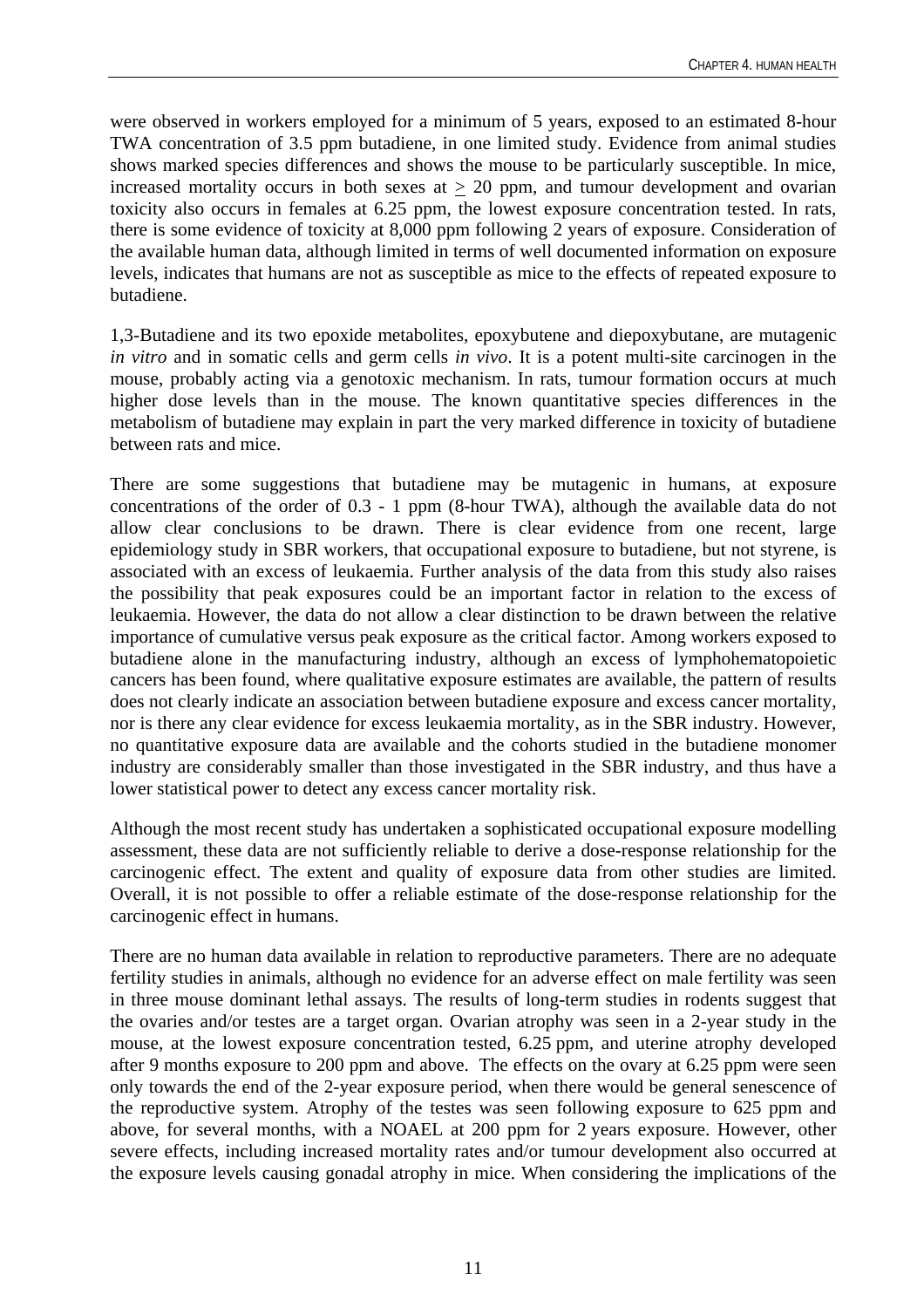were observed in workers employed for a minimum of 5 years, exposed to an estimated 8-hour TWA concentration of 3.5 ppm butadiene, in one limited study. Evidence from animal studies shows marked species differences and shows the mouse to be particularly susceptible. In mice, increased mortality occurs in both sexes at $\geq$ 20 ppm, and tumour development and ovarian toxicity also occurs in females at 6.25 ppm, the lowest exposure concentration tested. In rats, there is some evidence of toxicity at 8,000 ppm following 2 years of exposure. Consideration of the available human data, although limited in terms of well documented information on exposure levels, indicates that humans are not as susceptible as mice to the effects of repeated exposure to butadiene.

1,3-Butadiene and its two epoxide metabolites, epoxybutene and diepoxybutane, are mutagenic *in vitro* and in somatic cells and germ cells *in vivo*. It is a potent multi-site carcinogen in the mouse, probably acting via a genotoxic mechanism. In rats, tumour formation occurs at much higher dose levels than in the mouse. The known quantitative species differences in the metabolism of butadiene may explain in part the very marked difference in toxicity of butadiene between rats and mice.

There are some suggestions that butadiene may be mutagenic in humans, at exposure concentrations of the order of 0.3 - 1 ppm (8-hour TWA), although the available data do not allow clear conclusions to be drawn. There is clear evidence from one recent, large epidemiology study in SBR workers, that occupational exposure to butadiene, but not styrene, is associated with an excess of leukaemia. Further analysis of the data from this study also raises the possibility that peak exposures could be an important factor in relation to the excess of leukaemia. However, the data do not allow a clear distinction to be drawn between the relative importance of cumulative versus peak exposure as the critical factor. Among workers exposed to butadiene alone in the manufacturing industry, although an excess of lymphohematopoietic cancers has been found, where qualitative exposure estimates are available, the pattern of results does not clearly indicate an association between butadiene exposure and excess cancer mortality, nor is there any clear evidence for excess leukaemia mortality, as in the SBR industry. However, no quantitative exposure data are available and the cohorts studied in the butadiene monomer industry are considerably smaller than those investigated in the SBR industry, and thus have a lower statistical power to detect any excess cancer mortality risk.

Although the most recent study has undertaken a sophisticated occupational exposure modelling assessment, these data are not sufficiently reliable to derive a dose-response relationship for the carcinogenic effect. The extent and quality of exposure data from other studies are limited. Overall, it is not possible to offer a reliable estimate of the dose-response relationship for the carcinogenic effect in humans.

There are no human data available in relation to reproductive parameters. There are no adequate fertility studies in animals, although no evidence for an adverse effect on male fertility was seen in three mouse dominant lethal assays. The results of long-term studies in rodents suggest that the ovaries and/or testes are a target organ. Ovarian atrophy was seen in a 2-year study in the mouse, at the lowest exposure concentration tested, 6.25 ppm, and uterine atrophy developed after 9 months exposure to 200 ppm and above. The effects on the ovary at 6.25 ppm were seen only towards the end of the 2-year exposure period, when there would be general senescence of the reproductive system. Atrophy of the testes was seen following exposure to 625 ppm and above, for several months, with a NOAEL at 200 ppm for 2 years exposure. However, other severe effects, including increased mortality rates and/or tumour development also occurred at the exposure levels causing gonadal atrophy in mice. When considering the implications of the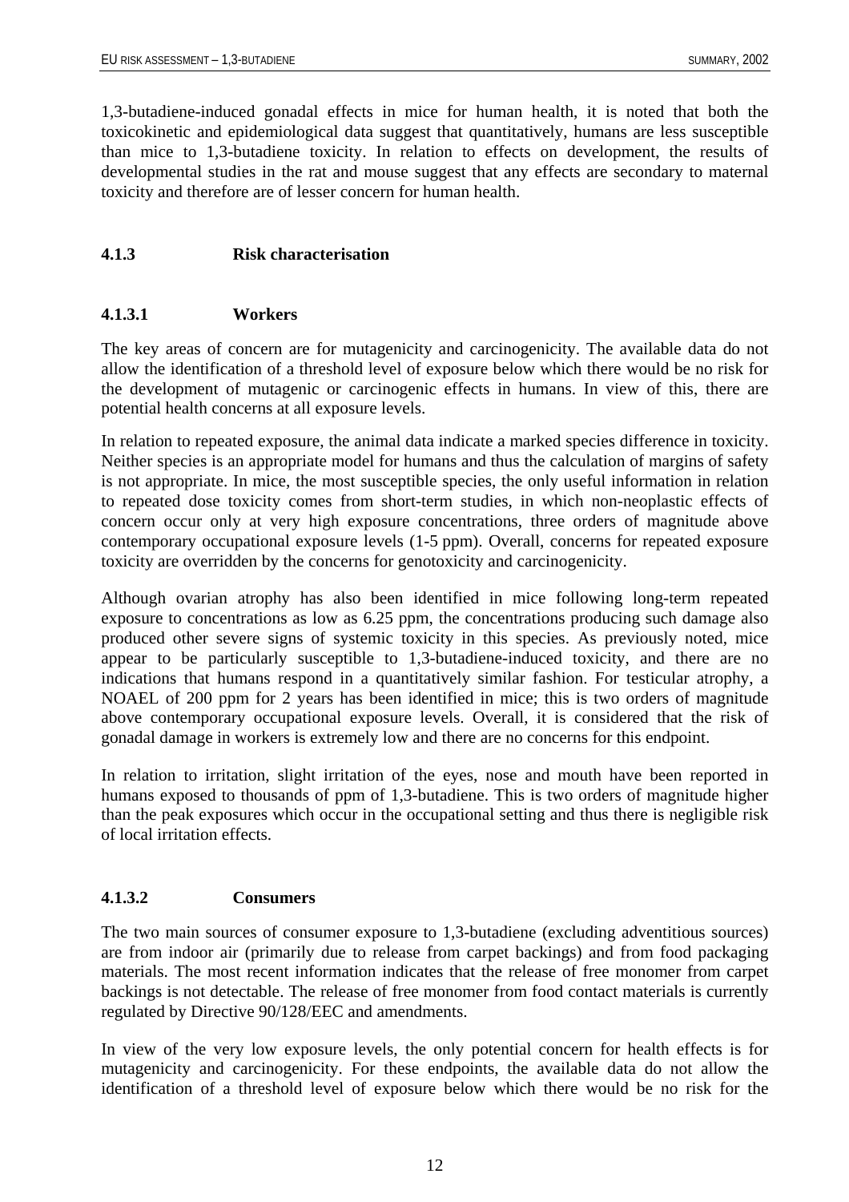1,3-butadiene-induced gonadal effects in mice for human health, it is noted that both the toxicokinetic and epidemiological data suggest that quantitatively, humans are less susceptible than mice to 1,3-butadiene toxicity. In relation to effects on development, the results of developmental studies in the rat and mouse suggest that any effects are secondary to maternal toxicity and therefore are of lesser concern for human health.

### 4.1.3 Risk characterisation

#### 4.1.3.1 Workers

The key areas of concern are for mutagenicity and carcinogenicity. The available data do not allow the identification of a threshold level of exposure below which there would be no risk for the development of mutagenic or carcinogenic effects in humans. In view of this, there are potential health concerns at all exposure levels.

In relation to repeated exposure, the animal data indicate a marked species difference in toxicity. Neither species is an appropriate model for humans and thus the calculation of margins of safety is not appropriate. In mice, the most susceptible species, the only useful information in relation to repeated dose toxicity comes from short-term studies, in which non-neoplastic effects of concern occur only at very high exposure concentrations, three orders of magnitude above contemporary occupational exposure levels (1-5 ppm). Overall, concerns for repeated exposure toxicity are overridden by the concerns for genotoxicity and carcinogenicity.

Although ovarian atrophy has also been identified in mice following long-term repeated exposure to concentrations as low as 6.25 ppm, the concentrations producing such damage also produced other severe signs of systemic toxicity in this species. As previously noted, mice appear to be particularly susceptible to 1,3-butadiene-induced toxicity, and there are no indications that humans respond in a quantitatively similar fashion. For testicular atrophy, a NOAEL of 200 ppm for 2 years has been identified in mice; this is two orders of magnitude above contemporary occupational exposure levels. Overall, it is considered that the risk of gonadal damage in workers is extremely low and there are no concerns for this endpoint.

In relation to irritation, slight irritation of the eyes, nose and mouth have been reported in humans exposed to thousands of ppm of 1,3-butadiene. This is two orders of magnitude higher than the peak exposures which occur in the occupational setting and thus there is negligible risk of local irritation effects.

#### 4.1.3.2 Consumers

The two main sources of consumer exposure to 1,3-butadiene (excluding adventitious sources) are from indoor air (primarily due to release from carpet backings) and from food packaging materials. The most recent information indicates that the release of free monomer from carpet backings is not detectable. The release of free monomer from food contact materials is currently regulated by Directive 90/128/EEC and amendments.

In view of the very low exposure levels, the only potential concern for health effects is for mutagenicity and carcinogenicity. For these endpoints, the available data do not allow the identification of a threshold level of exposure below which there would be no risk for the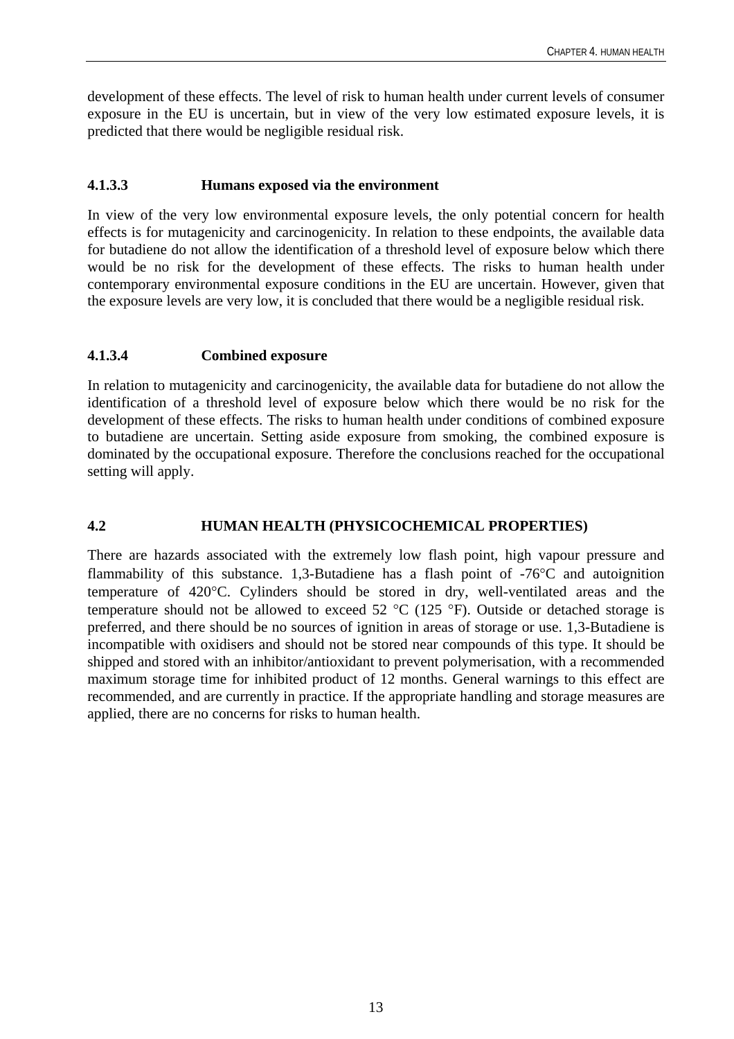development of these effects. The level of risk to human health under current levels of consumer exposure in the EU is uncertain, but in view of the very low estimated exposure levels, it is predicted that there would be negligible residual risk.

#### 4.1.3.3 Humans exposed via the environment

In view of the very low environmental exposure levels, the only potential concern for health effects is for mutagenicity and carcinogenicity. In relation to these endpoints, the available data for butadiene do not allow the identification of a threshold level of exposure below which there would be no risk for the development of these effects. The risks to human health under contemporary environmental exposure conditions in the EU are uncertain. However, given that the exposure levels are very low, it is concluded that there would be a negligible residual risk.

#### 4.1.3.4 Combined exposure

In relation to mutagenicity and carcinogenicity, the available data for butadiene do not allow the identification of a threshold level of exposure below which there would be no risk for the development of these effects. The risks to human health under conditions of combined exposure to butadiene are uncertain. Setting aside exposure from smoking, the combined exposure is dominated by the occupational exposure. Therefore the conclusions reached for the occupational setting will apply.

## 4.2 HUMAN HEALTH (PHYSICOCHEMICAL PROPERTIES)

There are hazards associated with the extremely low flash point, high vapour pressure and flammability of this substance. 1,3-Butadiene has a flash point of -76°C and autoignition temperature of 420°C. Cylinders should be stored in dry, well-ventilated areas and the temperature should not be allowed to exceed 52 °C (125 °F). Outside or detached storage is preferred, and there should be no sources of ignition in areas of storage or use. 1,3-Butadiene is incompatible with oxidisers and should not be stored near compounds of this type. It should be shipped and stored with an inhibitor/antioxidant to prevent polymerisation, with a recommended maximum storage time for inhibited product of 12 months. General warnings to this effect are recommended, and are currently in practice. If the appropriate handling and storage measures are applied, there are no concerns for risks to human health.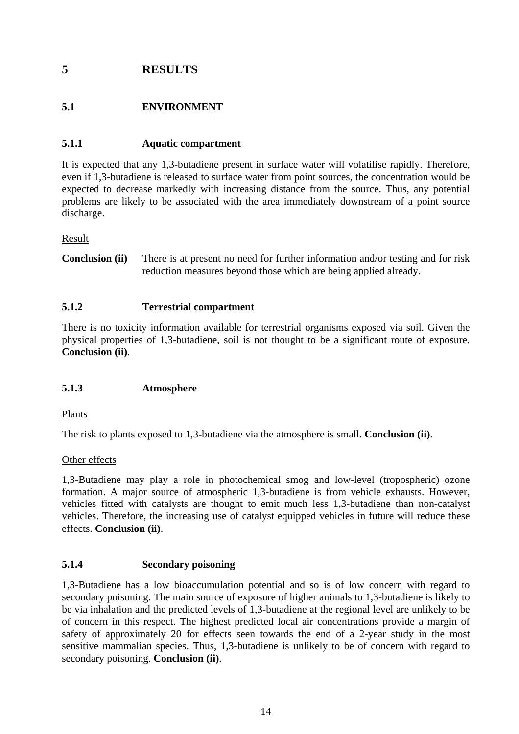# 5 RESULTS

## 5.1 ENVIRONMENT

### 5.1.1 Aquatic compartment

It is expected that any 1,3-butadiene present in surface water will volatilise rapidly. Therefore, even if 1,3-butadiene is released to surface water from point sources, the concentration would be expected to decrease markedly with increasing distance from the source. Thus, any potential problems are likely to be associated with the area immediately downstream of a point source discharge.

Result

**Conclusion (ii)** There is at present no need for further information and/or testing and for risk reduction measures beyond those which are being applied already.

### 5.1.2 Terrestrial compartment

There is no toxicity information available for terrestrial organisms exposed via soil. Given the physical properties of 1,3-butadiene, soil is not thought to be a significant route of exposure. **Conclusion (ii)**.

### 5.1.3 Atmosphere

Plants

The risk to plants exposed to 1,3-butadiene via the atmosphere is small. **Conclusion (ii)**.

Other effects

1,3-Butadiene may play a role in photochemical smog and low-level (tropospheric) ozone formation. A major source of atmospheric 1,3-butadiene is from vehicle exhausts. However, vehicles fitted with catalysts are thought to emit much less 1,3-butadiene than non-catalyst vehicles. Therefore, the increasing use of catalyst equipped vehicles in future will reduce these effects. **Conclusion (ii)**.

### 5.1.4 Secondary poisoning

1,3-Butadiene has a low bioaccumulation potential and so is of low concern with regard to secondary poisoning. The main source of exposure of higher animals to 1,3-butadiene is likely to be via inhalation and the predicted levels of 1,3-butadiene at the regional level are unlikely to be of concern in this respect. The highest predicted local air concentrations provide a margin of safety of approximately 20 for effects seen towards the end of a 2-year study in the most sensitive mammalian species. Thus, 1,3-butadiene is unlikely to be of concern with regard to secondary poisoning. **Conclusion (ii)**.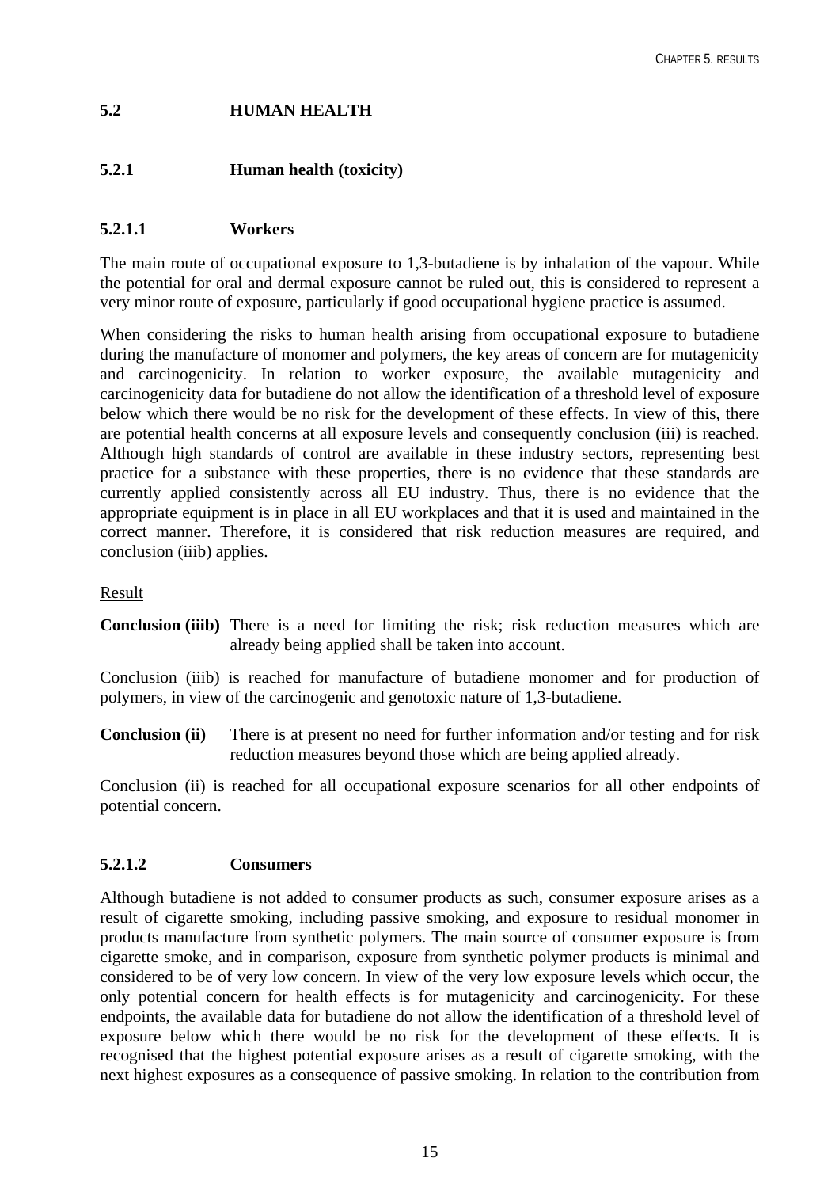## 5.2 HUMAN HEALTH

### 5.2.1 Human health (toxicity)

#### 5.2.1.1 Workers

The main route of occupational exposure to 1,3-butadiene is by inhalation of the vapour. While the potential for oral and dermal exposure cannot be ruled out, this is considered to represent a very minor route of exposure, particularly if good occupational hygiene practice is assumed.

When considering the risks to human health arising from occupational exposure to butadiene during the manufacture of monomer and polymers, the key areas of concern are for mutagenicity and carcinogenicity. In relation to worker exposure, the available mutagenicity and carcinogenicity data for butadiene do not allow the identification of a threshold level of exposure below which there would be no risk for the development of these effects. In view of this, there are potential health concerns at all exposure levels and consequently conclusion (iii) is reached. Although high standards of control are available in these industry sectors, representing best practice for a substance with these properties, there is no evidence that these standards are currently applied consistently across all EU industry. Thus, there is no evidence that the appropriate equipment is in place in all EU workplaces and that it is used and maintained in the correct manner. Therefore, it is considered that risk reduction measures are required, and conclusion (iiib) applies.

Result

**Conclusion (iiib)** There is a need for limiting the risk; risk reduction measures which are already being applied shall be taken into account.

Conclusion (iiib) is reached for manufacture of butadiene monomer and for production of polymers, in view of the carcinogenic and genotoxic nature of 1,3-butadiene.

**Conclusion (ii)** There is at present no need for further information and/or testing and for risk reduction measures beyond those which are being applied already.

Conclusion (ii) is reached for all occupational exposure scenarios for all other endpoints of potential concern.

#### 5.2.1.2 Consumers

Although butadiene is not added to consumer products as such, consumer exposure arises as a result of cigarette smoking, including passive smoking, and exposure to residual monomer in products manufacture from synthetic polymers. The main source of consumer exposure is from cigarette smoke, and in comparison, exposure from synthetic polymer products is minimal and considered to be of very low concern. In view of the very low exposure levels which occur, the only potential concern for health effects is for mutagenicity and carcinogenicity. For these endpoints, the available data for butadiene do not allow the identification of a threshold level of exposure below which there would be no risk for the development of these effects. It is recognised that the highest potential exposure arises as a result of cigarette smoking, with the next highest exposures as a consequence of passive smoking. In relation to the contribution from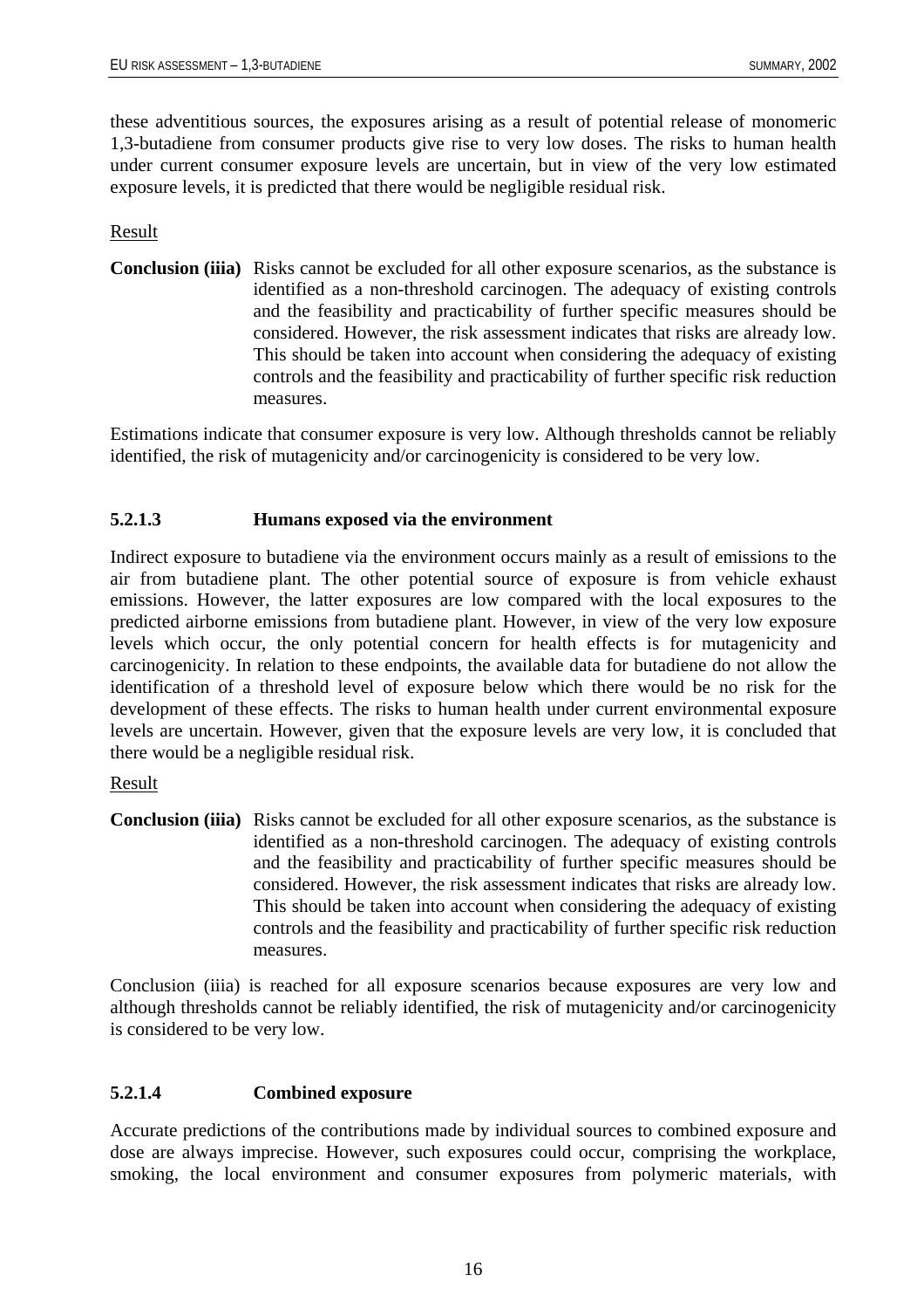these adventitious sources, the exposures arising as a result of potential release of monomeric 1,3-butadiene from consumer products give rise to very low doses. The risks to human health under current consumer exposure levels are uncertain, but in view of the very low estimated exposure levels, it is predicted that there would be negligible residual risk.

Result

**Conclusion (iiia)** Risks cannot be excluded for all other exposure scenarios, as the substance is identified as a non-threshold carcinogen. The adequacy of existing controls and the feasibility and practicability of further specific measures should be considered. However, the risk assessment indicates that risks are already low. This should be taken into account when considering the adequacy of existing controls and the feasibility and practicability of further specific risk reduction measures.

Estimations indicate that consumer exposure is very low. Although thresholds cannot be reliably identified, the risk of mutagenicity and/or carcinogenicity is considered to be very low.

#### 5.2.1.3 Humans exposed via the environment

Indirect exposure to butadiene via the environment occurs mainly as a result of emissions to the air from butadiene plant. The other potential source of exposure is from vehicle exhaust emissions. However, the latter exposures are low compared with the local exposures to the predicted airborne emissions from butadiene plant. However, in view of the very low exposure levels which occur, the only potential concern for health effects is for mutagenicity and carcinogenicity. In relation to these endpoints, the available data for butadiene do not allow the identification of a threshold level of exposure below which there would be no risk for the development of these effects. The risks to human health under current environmental exposure levels are uncertain. However, given that the exposure levels are very low, it is concluded that there would be a negligible residual risk.

Result

**Conclusion (iiia)** Risks cannot be excluded for all other exposure scenarios, as the substance is identified as a non-threshold carcinogen. The adequacy of existing controls and the feasibility and practicability of further specific measures should be considered. However, the risk assessment indicates that risks are already low. This should be taken into account when considering the adequacy of existing controls and the feasibility and practicability of further specific risk reduction measures.

Conclusion (iiia) is reached for all exposure scenarios because exposures are very low and although thresholds cannot be reliably identified, the risk of mutagenicity and/or carcinogenicity is considered to be very low.

#### 5.2.1.4 Combined exposure

Accurate predictions of the contributions made by individual sources to combined exposure and dose are always imprecise. However, such exposures could occur, comprising the workplace, smoking, the local environment and consumer exposures from polymeric materials, with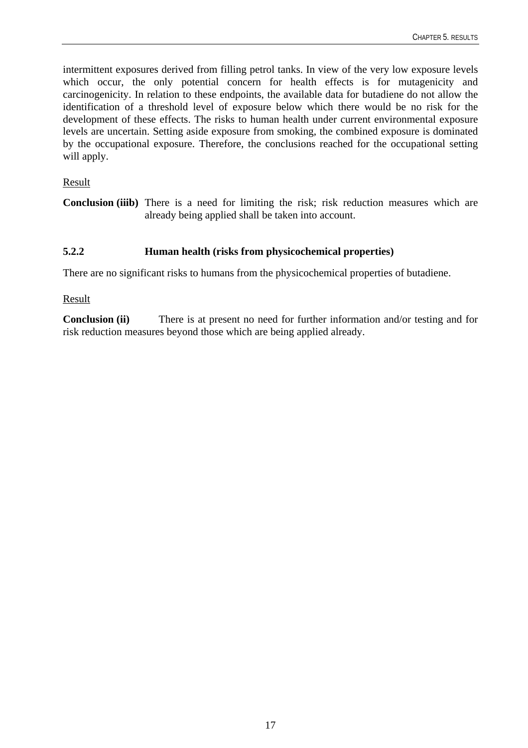intermittent exposures derived from filling petrol tanks. In view of the very low exposure levels which occur, the only potential concern for health effects is for mutagenicity and carcinogenicity. In relation to these endpoints, the available data for butadiene do not allow the identification of a threshold level of exposure below which there would be no risk for the development of these effects. The risks to human health under current environmental exposure levels are uncertain. Setting aside exposure from smoking, the combined exposure is dominated by the occupational exposure. Therefore, the conclusions reached for the occupational setting will apply.

Result

**Conclusion (iiib)** There is a need for limiting the risk; risk reduction measures which are already being applied shall be taken into account.

### 5.2.2 Human health (risks from physicochemical properties)

There are no significant risks to humans from the physicochemical properties of butadiene.

Result

**Conclusion (ii)** There is at present no need for further information and/or testing and for risk reduction measures beyond those which are being applied already.